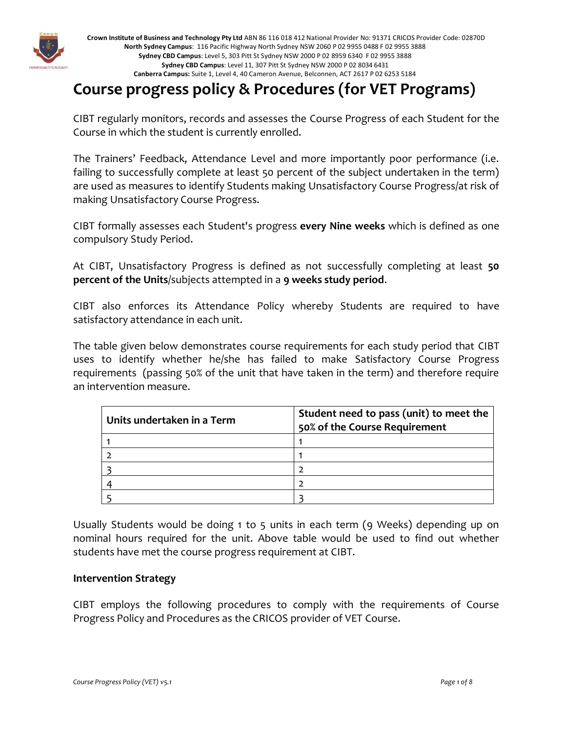**Crown Institute of Business and Technology Pty Ltd** ABN 86 116 018 412 National Provider No: 91371 CRICOS Provider Code: 02870D
**North Sydney Campus**: 116 Pacific Highway North Sydney NSW 2060 P 02 9955 0488 F 02 9955 3888
**Sydney CBD Campus**: Level 5, 303 Pitt St Sydney NSW 2000 P 02 8959 6340 F 02 9955 3888
**Sydney CBD Campus**: Level 11, 307 Pitt St Sydney NSW 2000 P 02 8034 6431
**Canberra Campus:** Suite 1, Level 4, 40 Cameron Avenue, Belconnen, ACT 2617 P 02 6253 5184

# Course progress policy & Procedures (for VET Programs)

CIBT regularly monitors, records and assesses the Course Progress of each Student for the Course in which the student is currently enrolled.

The Trainers' Feedback, Attendance Level and more importantly poor performance (i.e. failing to successfully complete at least 50 percent of the subject undertaken in the term) are used as measures to identify Students making Unsatisfactory Course Progress/at risk of making Unsatisfactory Course Progress.

CIBT formally assesses each Student's progress **every Nine weeks** which is defined as one compulsory Study Period.

At CIBT, Unsatisfactory Progress is defined as not successfully completing at least **50 percent of the Units**/subjects attempted in a **9 weeks study period**.

CIBT also enforces its Attendance Policy whereby Students are required to have satisfactory attendance in each unit.

The table given below demonstrates course requirements for each study period that CIBT uses to identify whether he/she has failed to make Satisfactory Course Progress requirements (passing 50% of the unit that have taken in the term) and therefore require an intervention measure.

| Units undertaken in a Term | Student need to pass (unit) to meet the 50% of the Course Requirement |
|---|---|
| 1 | 1 |
| 2 | 1 |
| 3 | 2 |
| 4 | 2 |
| 5 | 3 |

Usually Students would be doing 1 to 5 units in each term (9 Weeks) depending up on nominal hours required for the unit. Above table would be used to find out whether students have met the course progress requirement at CIBT.

**Intervention Strategy**

CIBT employs the following procedures to comply with the requirements of Course Progress Policy and Procedures as the CRICOS provider of VET Course.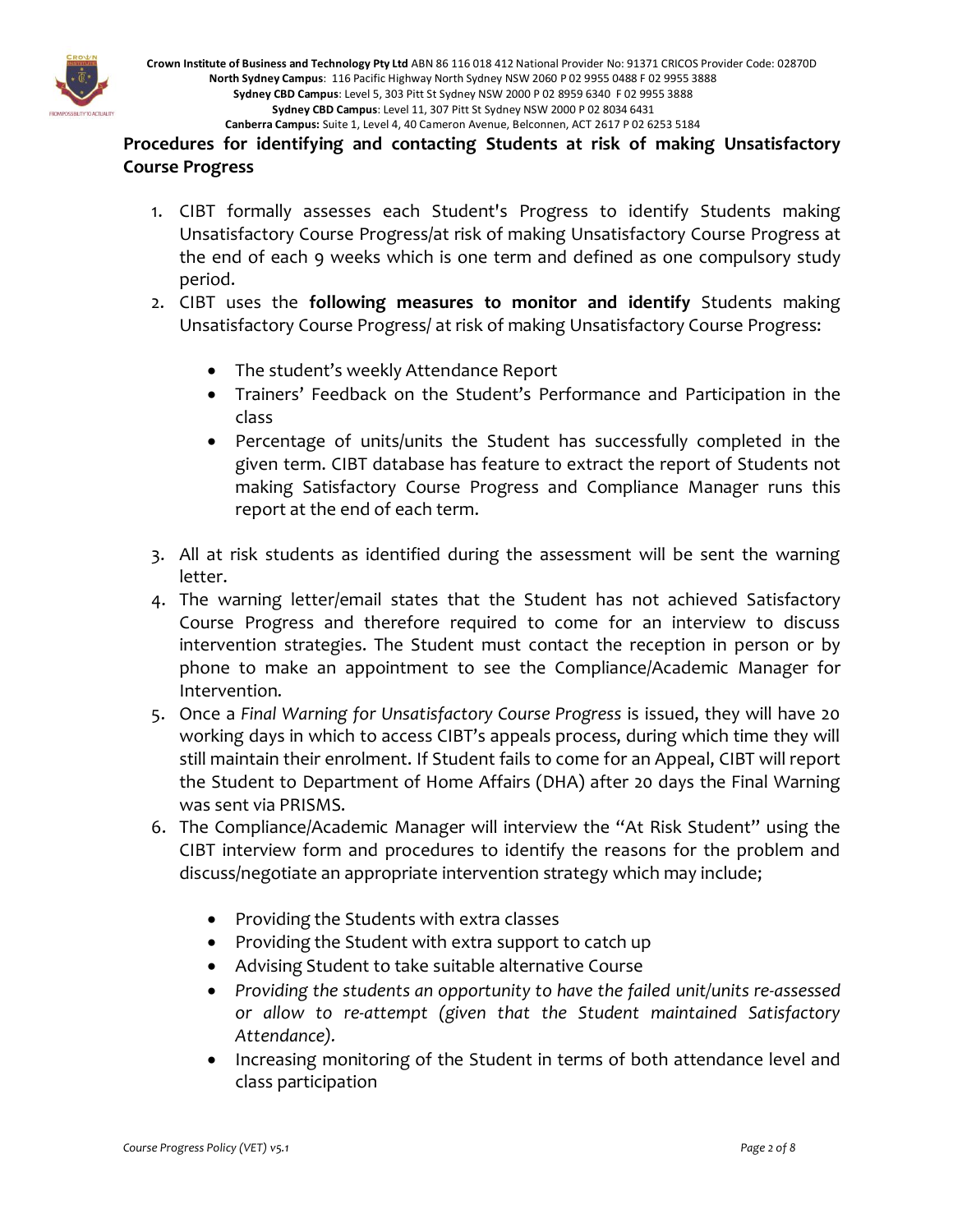## Procedures for identifying and contacting Students at risk of making Unsatisfactory Course Progress

1. CIBT formally assesses each Student's Progress to identify Students making Unsatisfactory Course Progress/at risk of making Unsatisfactory Course Progress at the end of each 9 weeks which is one term and defined as one compulsory study period.
2. CIBT uses the **following measures to monitor and identify** Students making Unsatisfactory Course Progress/ at risk of making Unsatisfactory Course Progress:

    - The student's weekly Attendance Report
    - Trainers' Feedback on the Student's Performance and Participation in the class
    - Percentage of units/units the Student has successfully completed in the given term. CIBT database has feature to extract the report of Students not making Satisfactory Course Progress and Compliance Manager runs this report at the end of each term.

3. All at risk students as identified during the assessment will be sent the warning letter.
4. The warning letter/email states that the Student has not achieved Satisfactory Course Progress and therefore required to come for an interview to discuss intervention strategies. The Student must contact the reception in person or by phone to make an appointment to see the Compliance/Academic Manager for Intervention.
5. Once a *Final Warning for Unsatisfactory Course Progress* is issued, they will have 20 working days in which to access CIBT's appeals process, during which time they will still maintain their enrolment. If Student fails to come for an Appeal, CIBT will report the Student to Department of Home Affairs (DHA) after 20 days the Final Warning was sent via PRISMS.
6. The Compliance/Academic Manager will interview the "At Risk Student" using the CIBT interview form and procedures to identify the reasons for the problem and discuss/negotiate an appropriate intervention strategy which may include;

    - Providing the Students with extra classes
    - Providing the Student with extra support to catch up
    - Advising Student to take suitable alternative Course
    - *Providing the students an opportunity to have the failed unit/units re-assessed or allow to re-attempt (given that the Student maintained Satisfactory Attendance).*
    - Increasing monitoring of the Student in terms of both attendance level and class participation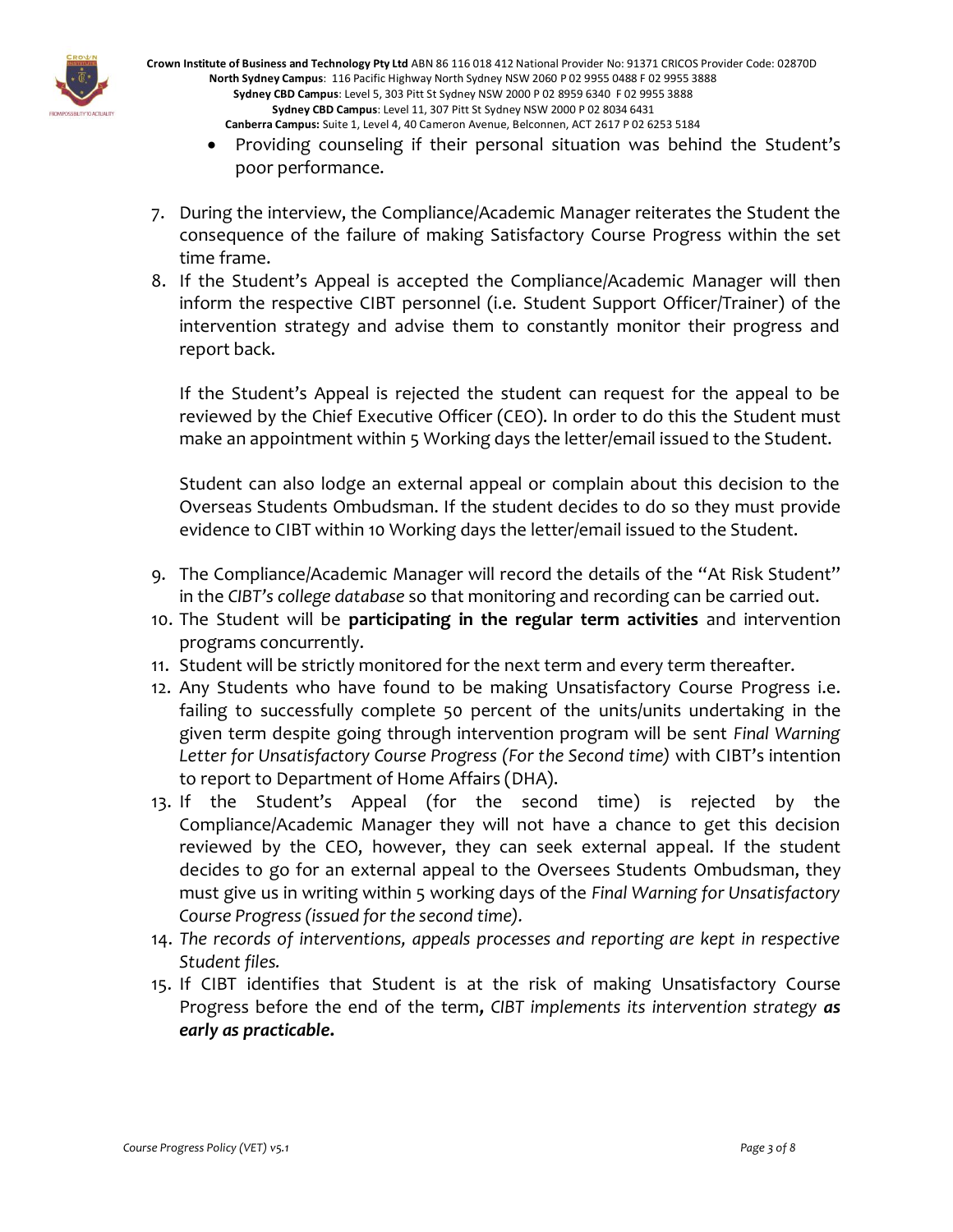- Providing counseling if their personal situation was behind the Student's poor performance.

7. During the interview, the Compliance/Academic Manager reiterates the Student the consequence of the failure of making Satisfactory Course Progress within the set time frame.
8. If the Student's Appeal is accepted the Compliance/Academic Manager will then inform the respective CIBT personnel (i.e. Student Support Officer/Trainer) of the intervention strategy and advise them to constantly monitor their progress and report back.

   If the Student's Appeal is rejected the student can request for the appeal to be reviewed by the Chief Executive Officer (CEO). In order to do this the Student must make an appointment within 5 Working days the letter/email issued to the Student.

   Student can also lodge an external appeal or complain about this decision to the Overseas Students Ombudsman. If the student decides to do so they must provide evidence to CIBT within 10 Working days the letter/email issued to the Student.

9. The Compliance/Academic Manager will record the details of the "At Risk Student" in the *CIBT's college database* so that monitoring and recording can be carried out.
10. The Student will be **participating in the regular term activities** and intervention programs concurrently.
11. Student will be strictly monitored for the next term and every term thereafter.
12. Any Students who have found to be making Unsatisfactory Course Progress i.e. failing to successfully complete 50 percent of the units/units undertaking in the given term despite going through intervention program will be sent *Final Warning Letter for Unsatisfactory Course Progress (For the Second time)* with CIBT's intention to report to Department of Home Affairs (DHA).
13. If the Student's Appeal (for the second time) is rejected by the Compliance/Academic Manager they will not have a chance to get this decision reviewed by the CEO, however, they can seek external appeal. If the student decides to go for an external appeal to the Oversees Students Ombudsman, they must give us in writing within 5 working days of the *Final Warning for Unsatisfactory Course Progress (issued for the second time).*
14. *The records of interventions, appeals processes and reporting are kept in respective Student files.*
15. If CIBT identifies that Student is at the risk of making Unsatisfactory Course Progress before the end of the term**,** *CIBT implements its intervention strategy* ***as early as practicable.***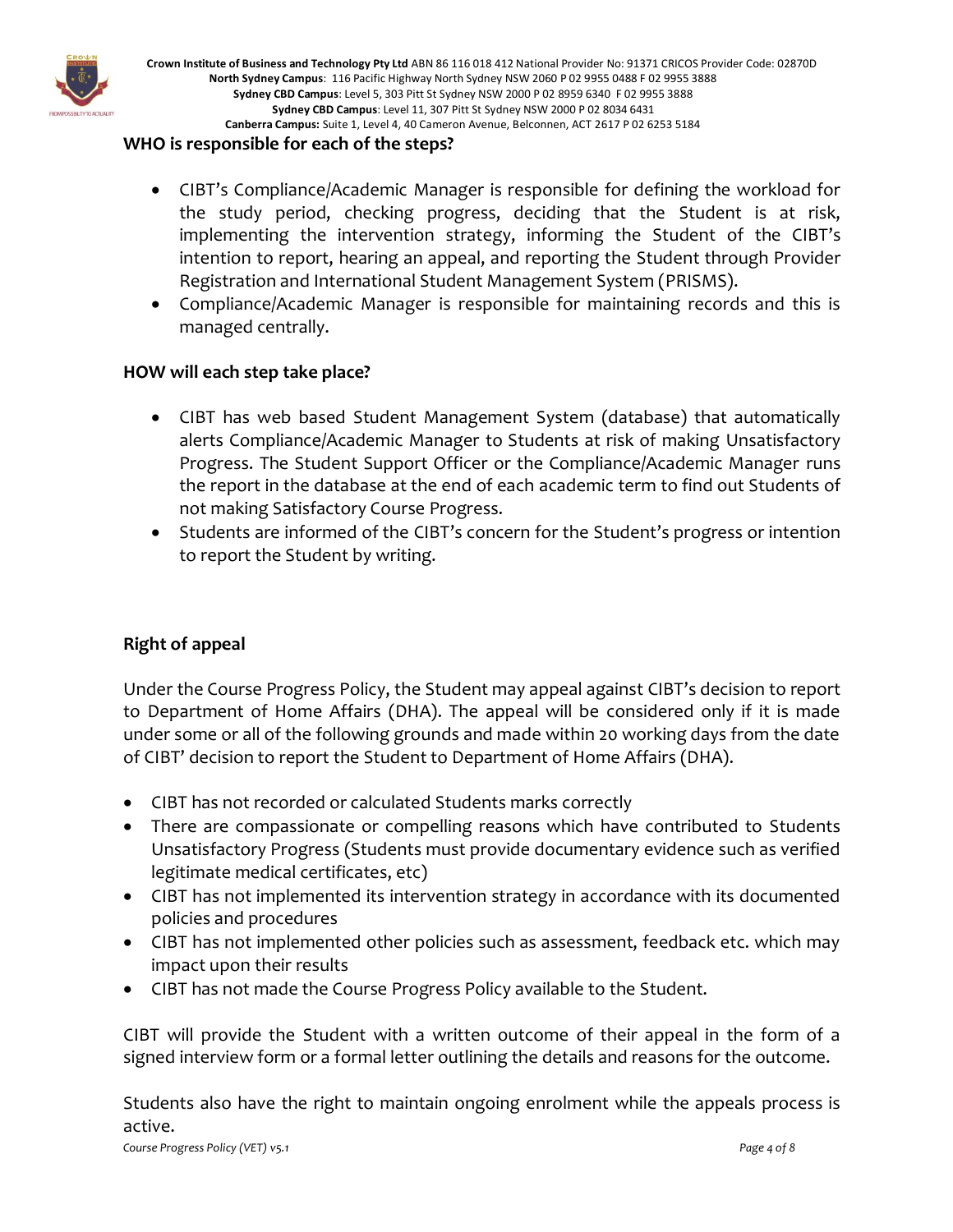**WHO is responsible for each of the steps?**

- CIBT's Compliance/Academic Manager is responsible for defining the workload for the study period, checking progress, deciding that the Student is at risk, implementing the intervention strategy, informing the Student of the CIBT's intention to report, hearing an appeal, and reporting the Student through Provider Registration and International Student Management System (PRISMS).
- Compliance/Academic Manager is responsible for maintaining records and this is managed centrally.

**HOW will each step take place?**

- CIBT has web based Student Management System (database) that automatically alerts Compliance/Academic Manager to Students at risk of making Unsatisfactory Progress. The Student Support Officer or the Compliance/Academic Manager runs the report in the database at the end of each academic term to find out Students of not making Satisfactory Course Progress.
- Students are informed of the CIBT's concern for the Student's progress or intention to report the Student by writing.

**Right of appeal**

Under the Course Progress Policy, the Student may appeal against CIBT's decision to report to Department of Home Affairs (DHA). The appeal will be considered only if it is made under some or all of the following grounds and made within 20 working days from the date of CIBT' decision to report the Student to Department of Home Affairs (DHA).

- CIBT has not recorded or calculated Students marks correctly
- There are compassionate or compelling reasons which have contributed to Students Unsatisfactory Progress (Students must provide documentary evidence such as verified legitimate medical certificates, etc)
- CIBT has not implemented its intervention strategy in accordance with its documented policies and procedures
- CIBT has not implemented other policies such as assessment, feedback etc. which may impact upon their results
- CIBT has not made the Course Progress Policy available to the Student.

CIBT will provide the Student with a written outcome of their appeal in the form of a signed interview form or a formal letter outlining the details and reasons for the outcome.

Students also have the right to maintain ongoing enrolment while the appeals process is active.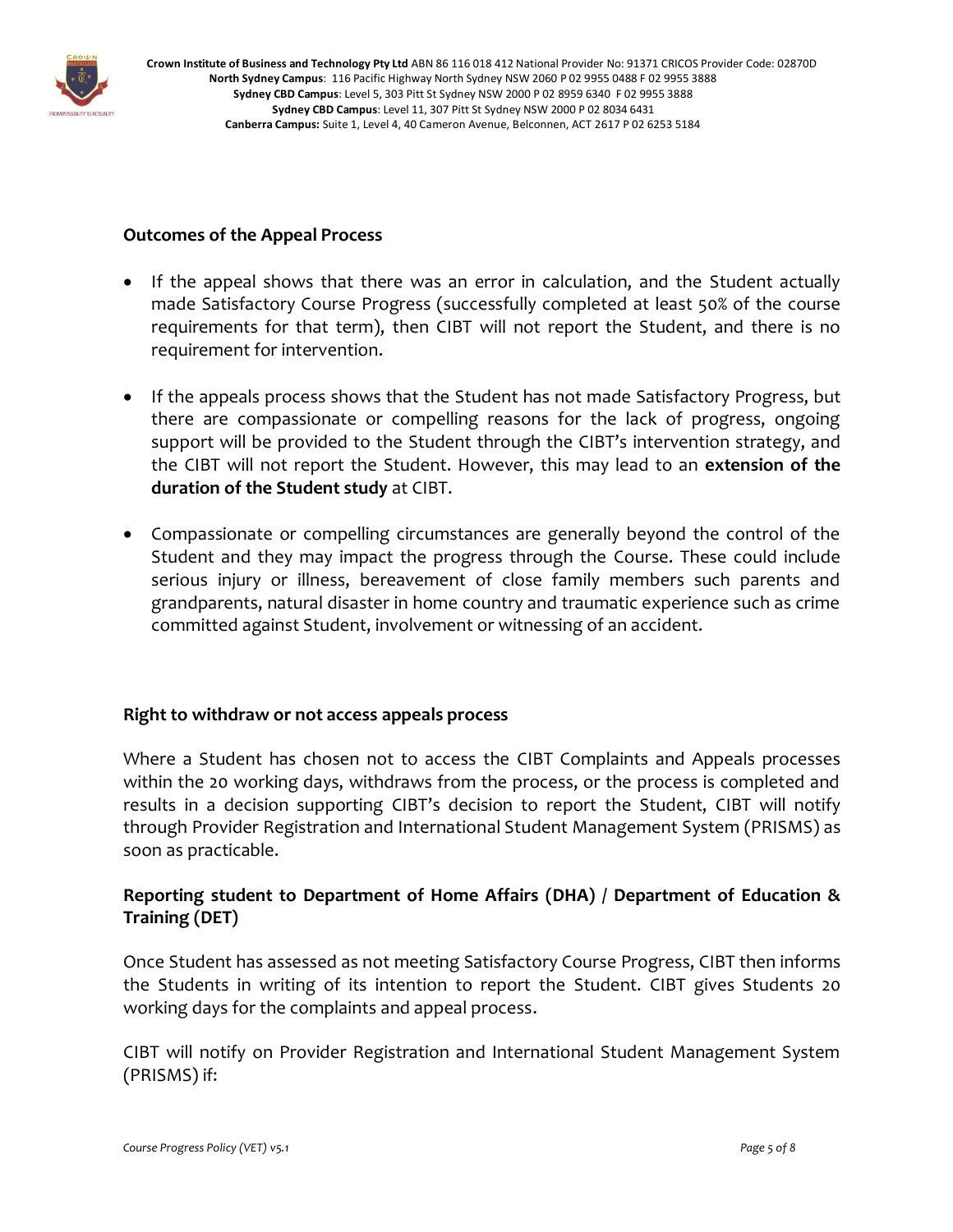**Outcomes of the Appeal Process**

- If the appeal shows that there was an error in calculation, and the Student actually made Satisfactory Course Progress (successfully completed at least 50% of the course requirements for that term), then CIBT will not report the Student, and there is no requirement for intervention.

- If the appeals process shows that the Student has not made Satisfactory Progress, but there are compassionate or compelling reasons for the lack of progress, ongoing support will be provided to the Student through the CIBT's intervention strategy, and the CIBT will not report the Student. However, this may lead to an **extension of the duration of the Student study** at CIBT.

- Compassionate or compelling circumstances are generally beyond the control of the Student and they may impact the progress through the Course. These could include serious injury or illness, bereavement of close family members such parents and grandparents, natural disaster in home country and traumatic experience such as crime committed against Student, involvement or witnessing of an accident.

**Right to withdraw or not access appeals process**

Where a Student has chosen not to access the CIBT Complaints and Appeals processes within the 20 working days, withdraws from the process, or the process is completed and results in a decision supporting CIBT's decision to report the Student, CIBT will notify through Provider Registration and International Student Management System (PRISMS) as soon as practicable.

**Reporting student to Department of Home Affairs (DHA) / Department of Education & Training (DET)**

Once Student has assessed as not meeting Satisfactory Course Progress, CIBT then informs the Students in writing of its intention to report the Student. CIBT gives Students 20 working days for the complaints and appeal process.

CIBT will notify on Provider Registration and International Student Management System (PRISMS) if: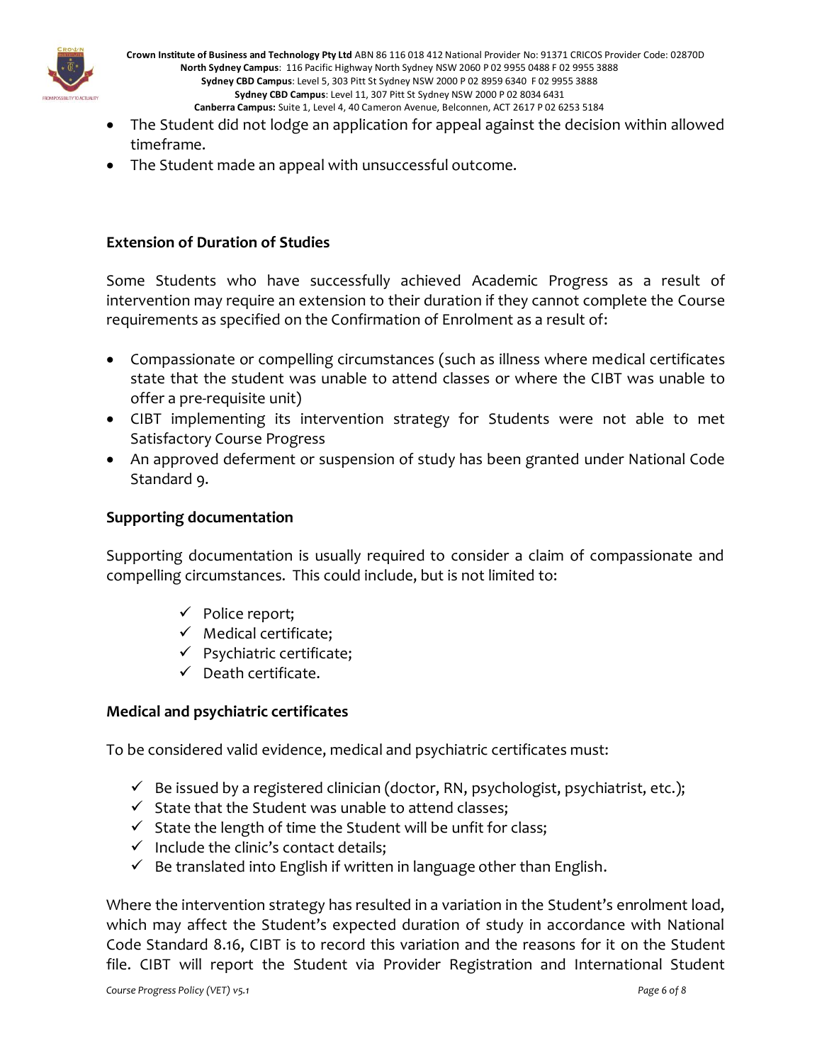- The Student did not lodge an application for appeal against the decision within allowed timeframe.
- The Student made an appeal with unsuccessful outcome.

### Extension of Duration of Studies

Some Students who have successfully achieved Academic Progress as a result of intervention may require an extension to their duration if they cannot complete the Course requirements as specified on the Confirmation of Enrolment as a result of:

- Compassionate or compelling circumstances (such as illness where medical certificates state that the student was unable to attend classes or where the CIBT was unable to offer a pre-requisite unit)
- CIBT implementing its intervention strategy for Students were not able to met Satisfactory Course Progress
- An approved deferment or suspension of study has been granted under National Code Standard 9.

### Supporting documentation

Supporting documentation is usually required to consider a claim of compassionate and compelling circumstances. This could include, but is not limited to:

- ✓ Police report;
- ✓ Medical certificate;
- ✓ Psychiatric certificate;
- ✓ Death certificate.

### Medical and psychiatric certificates

To be considered valid evidence, medical and psychiatric certificates must:

- ✓ Be issued by a registered clinician (doctor, RN, psychologist, psychiatrist, etc.);
- ✓ State that the Student was unable to attend classes;
- ✓ State the length of time the Student will be unfit for class;
- ✓ Include the clinic's contact details;
- ✓ Be translated into English if written in language other than English.

Where the intervention strategy has resulted in a variation in the Student's enrolment load, which may affect the Student's expected duration of study in accordance with National Code Standard 8.16, CIBT is to record this variation and the reasons for it on the Student file. CIBT will report the Student via Provider Registration and International Student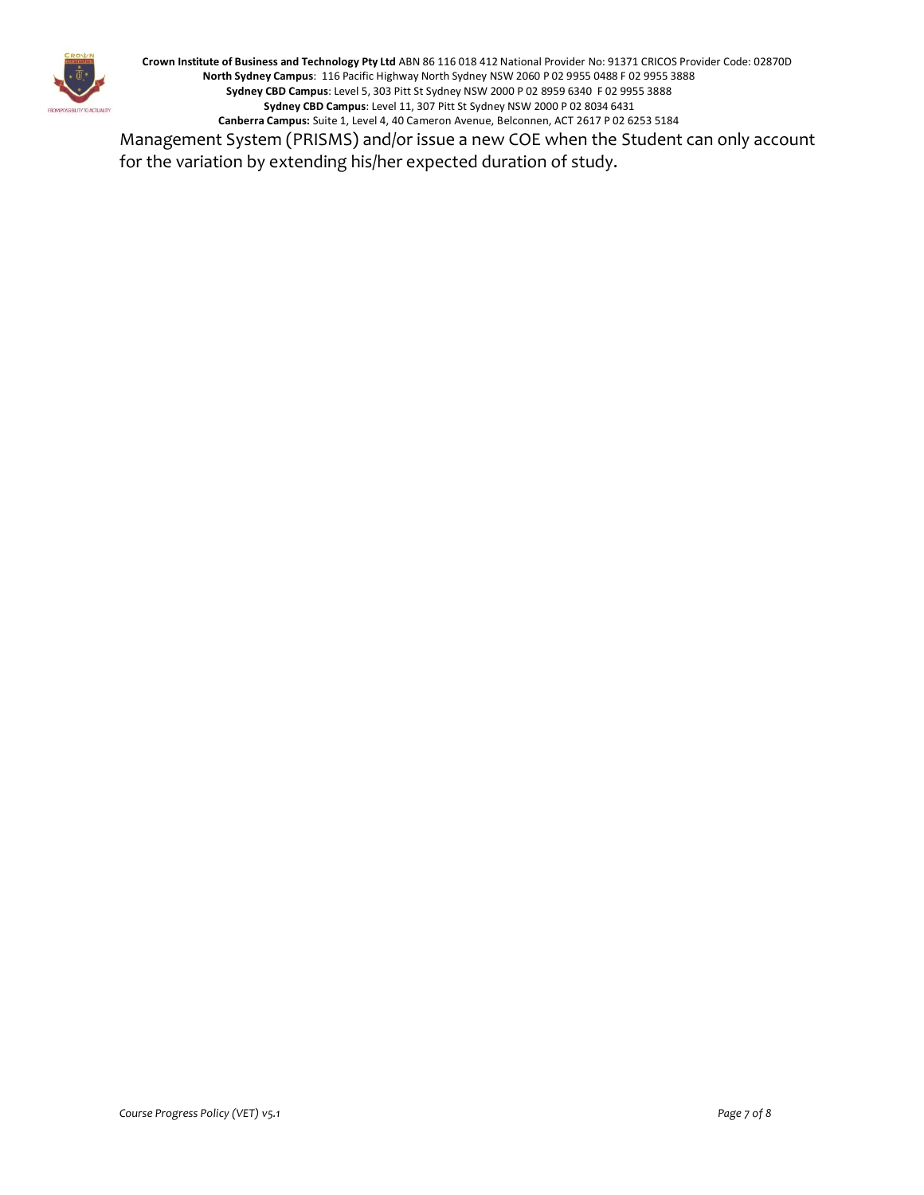Management System (PRISMS) and/or issue a new COE when the Student can only account for the variation by extending his/her expected duration of study.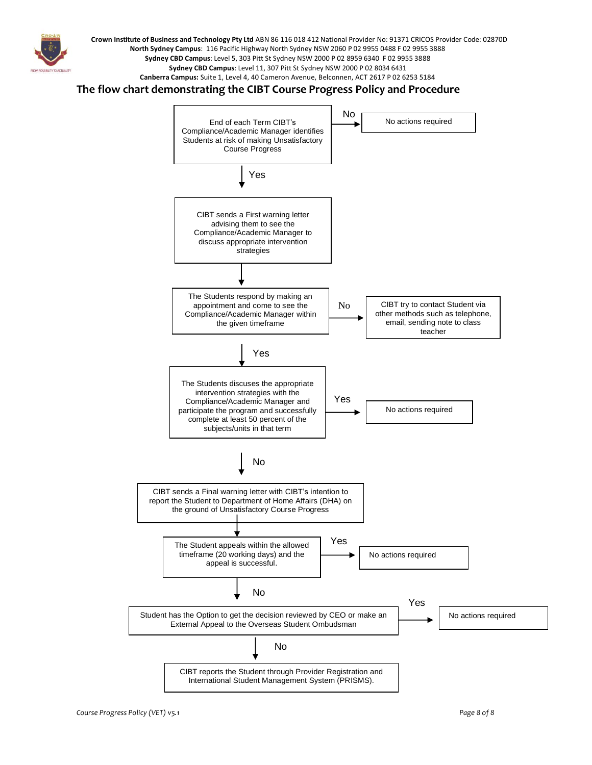**Crown Institute of Business and Technology Pty Ltd** ABN 86 116 018 412 National Provider No: 91371 CRICOS Provider Code: 02870D
**North Sydney Campus**: 116 Pacific Highway North Sydney NSW 2060 P 02 9955 0488 F 02 9955 3888
**Sydney CBD Campus**: Level 5, 303 Pitt St Sydney NSW 2000 P 02 8959 6340 F 02 9955 3888
**Sydney CBD Campus**: Level 11, 307 Pitt St Sydney NSW 2000 P 02 8034 6431
**Canberra Campus:** Suite 1, Level 4, 40 Cameron Avenue, Belconnen, ACT 2617 P 02 6253 5184

## The flow chart demonstrating the CIBT Course Progress Policy and Procedure

End of each Term CIBT's Compliance/Academic Manager identifies Students at risk of making Unsatisfactory Course Progress

No

No actions required

Yes

CIBT sends a First warning letter advising them to see the Compliance/Academic Manager to discuss appropriate intervention strategies

The Students respond by making an appointment and come to see the Compliance/Academic Manager within the given timeframe

No

CIBT try to contact Student via other methods such as telephone, email, sending note to class teacher

Yes

The Students discuses the appropriate intervention strategies with the Compliance/Academic Manager and participate the program and successfully complete at least 50 percent of the subjects/units in that term

Yes

No actions required

No

CIBT sends a Final warning letter with CIBT's intention to report the Student to Department of Home Affairs (DHA) on the ground of Unsatisfactory Course Progress

The Student appeals within the allowed timeframe (20 working days) and the appeal is successful.

Yes

No actions required

No

Student has the Option to get the decision reviewed by CEO or make an External Appeal to the Overseas Student Ombudsman

Yes

No actions required

No

CIBT reports the Student through Provider Registration and International Student Management System (PRISMS).